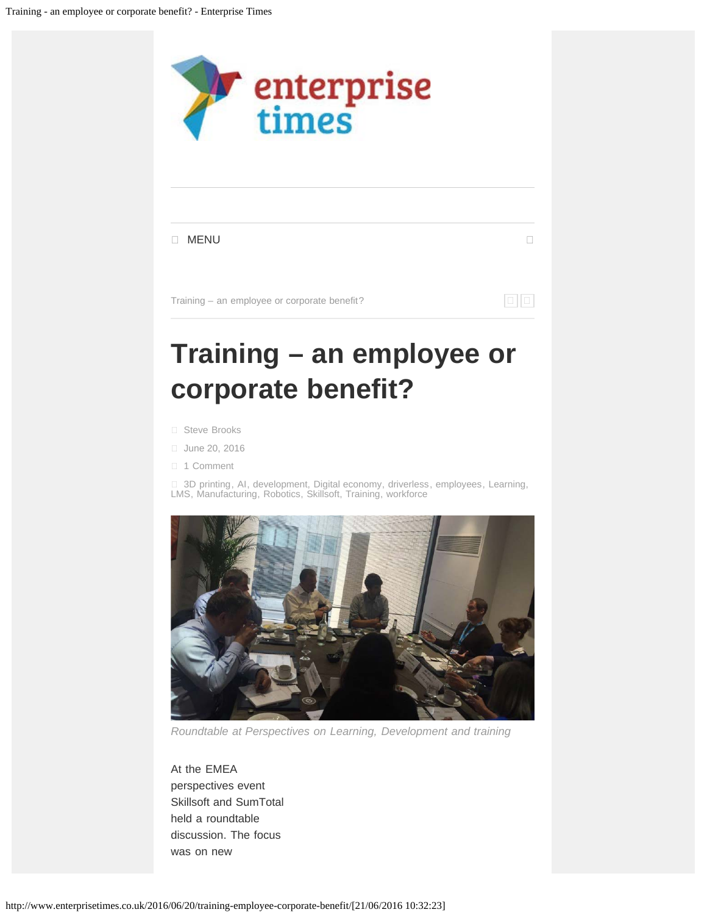MENU

Training – an employee or corporate benefit?

# Training – an employee or corporate benefit?

Steve Brooks

June 20, 2016

1 Comment

3D printing, AI, development, Digital economy, driverless, employees, Learning, LMS, Manufacturing, Robotics, Skillsoft, Training, workforce

*Roundtable at Perspectives on Learning, Development and training*

At the EMEA perspectives event Skillsoft and SumTotal held a roundtable discussion. The focus was on new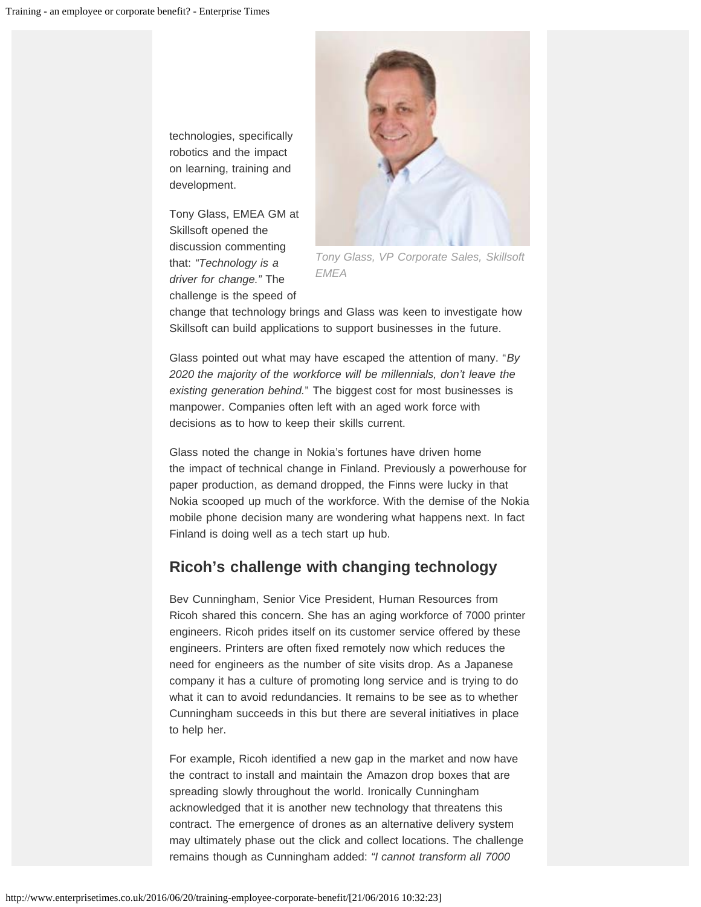technologies, specifically robotics and the impact on learning, training and development.

Tony Glass, EMEA GM at Skillsoft opened the discussion commenting that: *"Technology is a driver for change."* The challenge is the speed of change that technology brings and Glass was keen to investigate how Skillsoft can build applications to support businesses in the future.

Tony Glass, VP Corporate Sales, Skillsoft EMEA

Glass pointed out what may have escaped the attention of many. "*By 2020 the majority of the workforce will be millennials, don't leave the existing generation behind.*" The biggest cost for most businesses is manpower. Companies often left with an aged work force with decisions as to how to keep their skills current.

Glass noted the change in Nokia's fortunes have driven home the impact of technical change in Finland. Previously a powerhouse for paper production, as demand dropped, the Finns were lucky in that Nokia scooped up much of the workforce. With the demise of the Nokia mobile phone decision many are wondering what happens next. In fact Finland is doing well as a tech start up hub.

## Ricoh's challenge with changing technology

Bev Cunningham, Senior Vice President, Human Resources from Ricoh shared this concern. She has an aging workforce of 7000 printer engineers. Ricoh prides itself on its customer service offered by these engineers. Printers are often fixed remotely now which reduces the need for engineers as the number of site visits drop. As a Japanese company it has a culture of promoting long service and is trying to do what it can to avoid redundancies. It remains to be see as to whether Cunningham succeeds in this but there are several initiatives in place to help her.

For example, Ricoh identified a new gap in the market and now have the contract to install and maintain the Amazon drop boxes that are spreading slowly throughout the world. Ironically Cunningham acknowledged that it is another new technology that threatens this contract. The emergence of drones as an alternative delivery system may ultimately phase out the click and collect locations. The challenge remains though as Cunningham added: *"I cannot transform all 7000*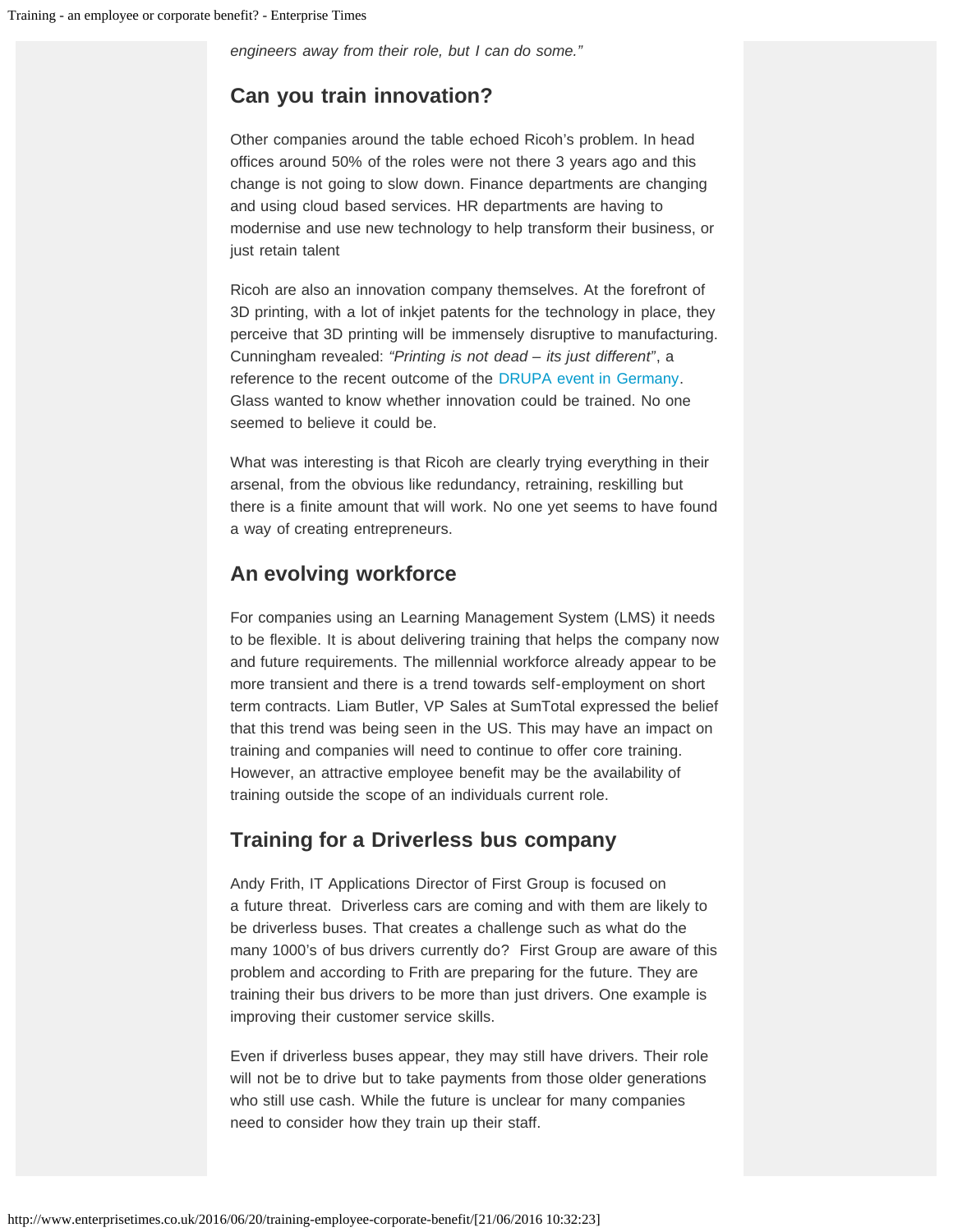*engineers away from their role, but I can do some."*

## Can you train innovation?

Other companies around the table echoed Ricoh's problem. In head offices around 50% of the roles were not there 3 years ago and this change is not going to slow down. Finance departments are changing and using cloud based services. HR departments are having to modernise and use new technology to help transform their business, or just retain talent

Ricoh are also an innovation company themselves. At the forefront of 3D printing, with a lot of inkjet patents for the technology in place, they perceive that 3D printing will be immensely disruptive to manufacturing. Cunningham revealed: *"Printing is not dead – its just different"*, a reference to the recent outcome of the DRUPA event in Germany. Glass wanted to know whether innovation could be trained. No one seemed to believe it could be.

What was interesting is that Ricoh are clearly trying everything in their arsenal, from the obvious like redundancy, retraining, reskilling but there is a finite amount that will work. No one yet seems to have found a way of creating entrepreneurs.

## An evolving workforce

For companies using an Learning Management System (LMS) it needs to be flexible. It is about delivering training that helps the company now and future requirements. The millennial workforce already appear to be more transient and there is a trend towards self-employment on short term contracts. Liam Butler, VP Sales at SumTotal expressed the belief that this trend was being seen in the US. This may have an impact on training and companies will need to continue to offer core training. However, an attractive employee benefit may be the availability of training outside the scope of an individuals current role.

## Training for a Driverless bus company

Andy Frith, IT Applications Director of First Group is focused on a future threat. Driverless cars are coming and with them are likely to be driverless buses. That creates a challenge such as what do the many 1000's of bus drivers currently do? First Group are aware of this problem and according to Frith are preparing for the future. They are training their bus drivers to be more than just drivers. One example is improving their customer service skills.

Even if driverless buses appear, they may still have drivers. Their role will not be to drive but to take payments from those older generations who still use cash. While the future is unclear for many companies need to consider how they train up their staff.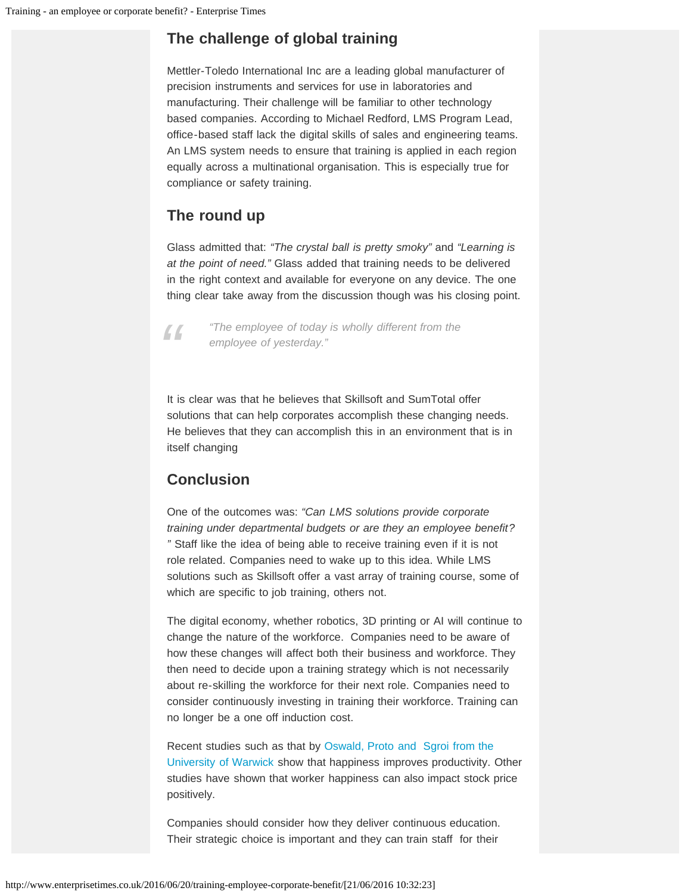## The challenge of global training

Mettler-Toledo International Inc are a leading global manufacturer of precision instruments and services for use in laboratories and manufacturing. Their challenge will be familiar to other technology based companies. According to Michael Redford, LMS Program Lead, office-based staff lack the digital skills of sales and engineering teams. An LMS system needs to ensure that training is applied in each region equally across a multinational organisation. This is especially true for compliance or safety training.

## The round up

Glass admitted that: *"The crystal ball is pretty smoky"* and *"Learning is at the point of need."* Glass added that training needs to be delivered in the right context and available for everyone on any device. The one thing clear take away from the discussion though was his closing point.

> *"The employee of today is wholly different from the employee of yesterday."*

It is clear was that he believes that Skillsoft and SumTotal offer solutions that can help corporates accomplish these changing needs. He believes that they can accomplish this in an environment that is in itself changing

## Conclusion

One of the outcomes was: *"Can LMS solutions provide corporate training under departmental budgets or are they an employee benefit?"* Staff like the idea of being able to receive training even if it is not role related. Companies need to wake up to this idea. While LMS solutions such as Skillsoft offer a vast array of training course, some of which are specific to job training, others not.

The digital economy, whether robotics, 3D printing or AI will continue to change the nature of the workforce. Companies need to be aware of how these changes will affect both their business and workforce. They then need to decide upon a training strategy which is not necessarily about re-skilling the workforce for their next role. Companies need to consider continuously investing in training their workforce. Training can no longer be a one off induction cost.

Recent studies such as that by Oswald, Proto and Sgroi from the University of Warwick show that happiness improves productivity. Other studies have shown that worker happiness can also impact stock price positively.

Companies should consider how they deliver continuous education. Their strategic choice is important and they can train staff for their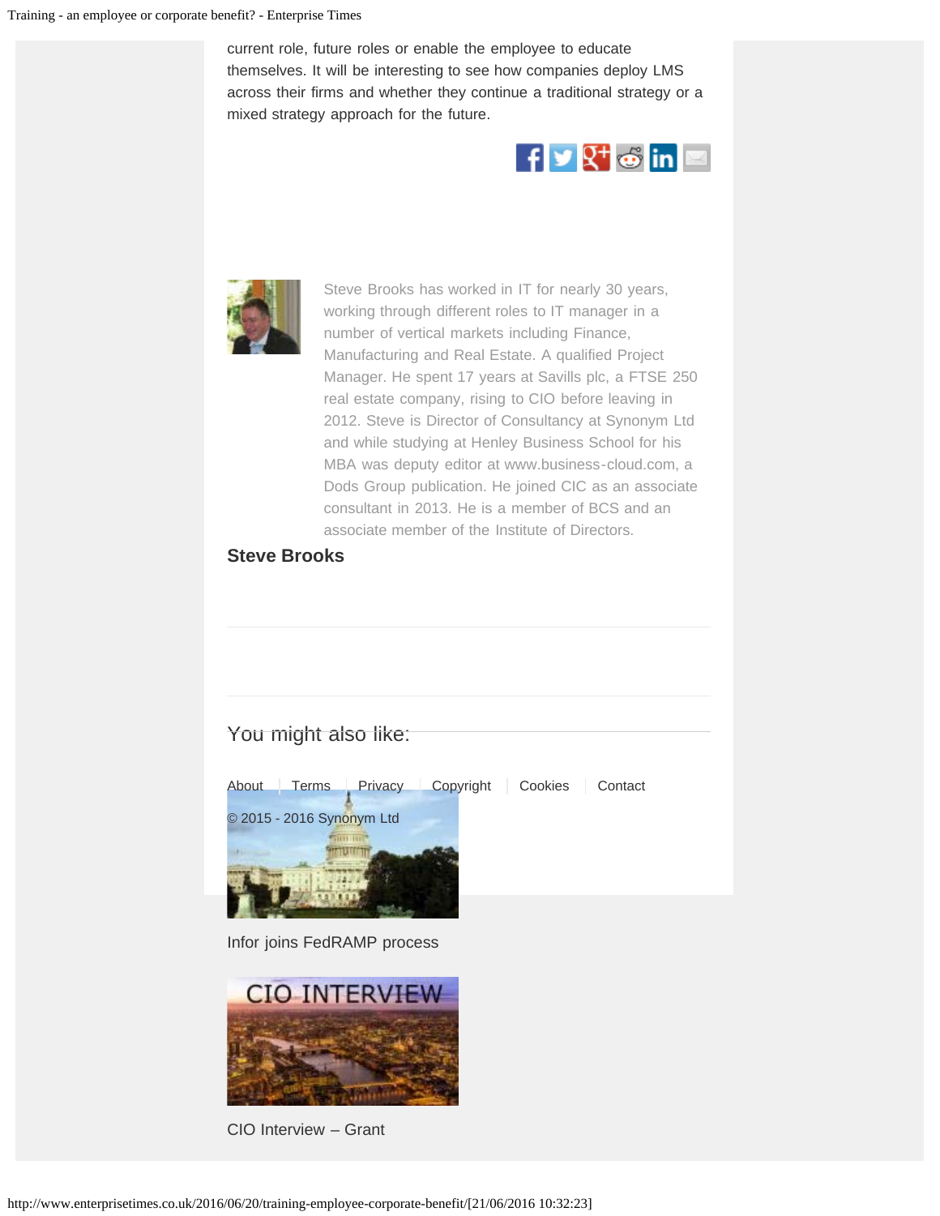current role, future roles or enable the employee to educate themselves. It will be interesting to see how companies deploy LMS across their firms and whether they continue a traditional strategy or a mixed strategy approach for the future.

Steve Brooks has worked in IT for nearly 30 years, working through different roles to IT manager in a number of vertical markets including Finance, Manufacturing and Real Estate. A qualified Project Manager. He spent 17 years at Savills plc, a FTSE 250 real estate company, rising to CIO before leaving in 2012. Steve is Director of Consultancy at Synonym Ltd and while studying at Henley Business School for his MBA was deputy editor at www.business-cloud.com, a Dods Group publication. He joined CIC as an associate consultant in 2013. He is a member of BCS and an associate member of the Institute of Directors.

**Steve Brooks**

## You might also like:

Infor joins FedRAMP process

CIO Interview – Grant

About | Terms | Privacy | Copyright | Cookies | Contact

© 2015 - 2016 Synonym Ltd